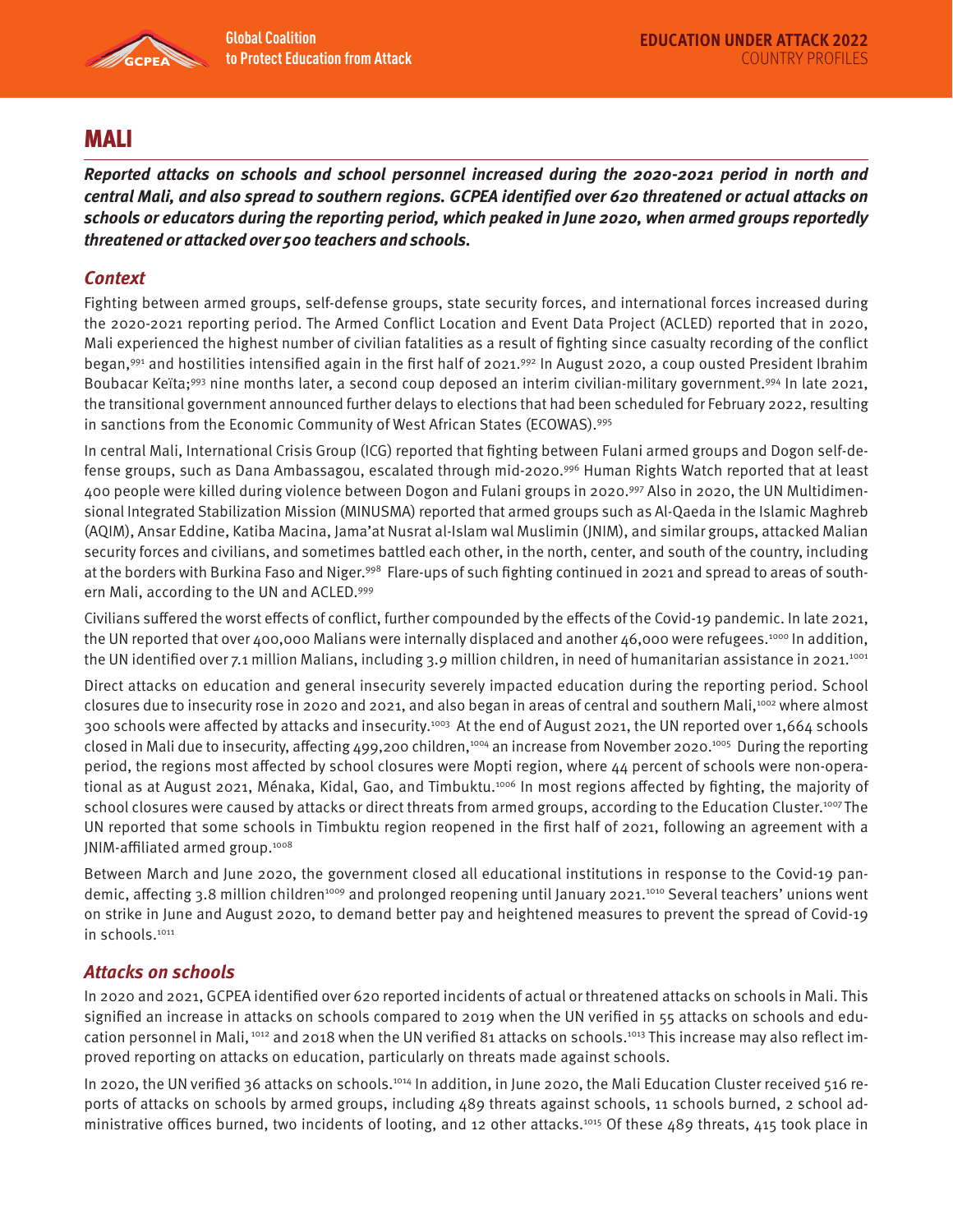# MALI

***Reported attacks on schools and school personnel increased during the 2020-2021 period in north and central Mali, and also spread to southern regions. GCPEA identified over 620 threatened or actual attacks on schools or educators during the reporting period, which peaked in June 2020, when armed groups reportedly threatened or attacked over 500 teachers and schools.***

## *Context*

Fighting between armed groups, self-defense groups, state security forces, and international forces increased during the 2020-2021 reporting period. The Armed Conflict Location and Event Data Project (ACLED) reported that in 2020, Mali experienced the highest number of civilian fatalities as a result of fighting since casualty recording of the conflict began,[991] and hostilities intensified again in the first half of 2021.[992] In August 2020, a coup ousted President Ibrahim Boubacar Keïta;[993] nine months later, a second coup deposed an interim civilian-military government.[994] In late 2021, the transitional government announced further delays to elections that had been scheduled for February 2022, resulting in sanctions from the Economic Community of West African States (ECOWAS).[995]

In central Mali, International Crisis Group (ICG) reported that fighting between Fulani armed groups and Dogon self-defense groups, such as Dana Ambassagou, escalated through mid-2020.[996] Human Rights Watch reported that at least 400 people were killed during violence between Dogon and Fulani groups in 2020.[997] Also in 2020, the UN Multidimensional Integrated Stabilization Mission (MINUSMA) reported that armed groups such as Al-Qaeda in the Islamic Maghreb (AQIM), Ansar Eddine, Katiba Macina, Jama'at Nusrat al-Islam wal Muslimin (JNIM), and similar groups, attacked Malian security forces and civilians, and sometimes battled each other, in the north, center, and south of the country, including at the borders with Burkina Faso and Niger.[998] Flare-ups of such fighting continued in 2021 and spread to areas of southern Mali, according to the UN and ACLED.[999]

Civilians suffered the worst effects of conflict, further compounded by the effects of the Covid-19 pandemic. In late 2021, the UN reported that over 400,000 Malians were internally displaced and another 46,000 were refugees.[1000] In addition, the UN identified over 7.1 million Malians, including 3.9 million children, in need of humanitarian assistance in 2021.[1001]

Direct attacks on education and general insecurity severely impacted education during the reporting period. School closures due to insecurity rose in 2020 and 2021, and also began in areas of central and southern Mali,[1002] where almost 300 schools were affected by attacks and insecurity.[1003] At the end of August 2021, the UN reported over 1,664 schools closed in Mali due to insecurity, affecting 499,200 children,[1004] an increase from November 2020.[1005] During the reporting period, the regions most affected by school closures were Mopti region, where 44 percent of schools were non-operational as at August 2021, Ménaka, Kidal, Gao, and Timbuktu.[1006] In most regions affected by fighting, the majority of school closures were caused by attacks or direct threats from armed groups, according to the Education Cluster.[1007] The UN reported that some schools in Timbuktu region reopened in the first half of 2021, following an agreement with a JNIM-affiliated armed group.[1008]

Between March and June 2020, the government closed all educational institutions in response to the Covid-19 pandemic, affecting 3.8 million children[1009] and prolonged reopening until January 2021.[1010] Several teachers' unions went on strike in June and August 2020, to demand better pay and heightened measures to prevent the spread of Covid-19 in schools.[1011]

## *Attacks on schools*

In 2020 and 2021, GCPEA identified over 620 reported incidents of actual or threatened attacks on schools in Mali. This signified an increase in attacks on schools compared to 2019 when the UN verified in 55 attacks on schools and education personnel in Mali,[1012] and 2018 when the UN verified 81 attacks on schools.[1013] This increase may also reflect improved reporting on attacks on education, particularly on threats made against schools.

In 2020, the UN verified 36 attacks on schools.[1014] In addition, in June 2020, the Mali Education Cluster received 516 reports of attacks on schools by armed groups, including 489 threats against schools, 11 schools burned, 2 school administrative offices burned, two incidents of looting, and 12 other attacks.[1015] Of these 489 threats, 415 took place in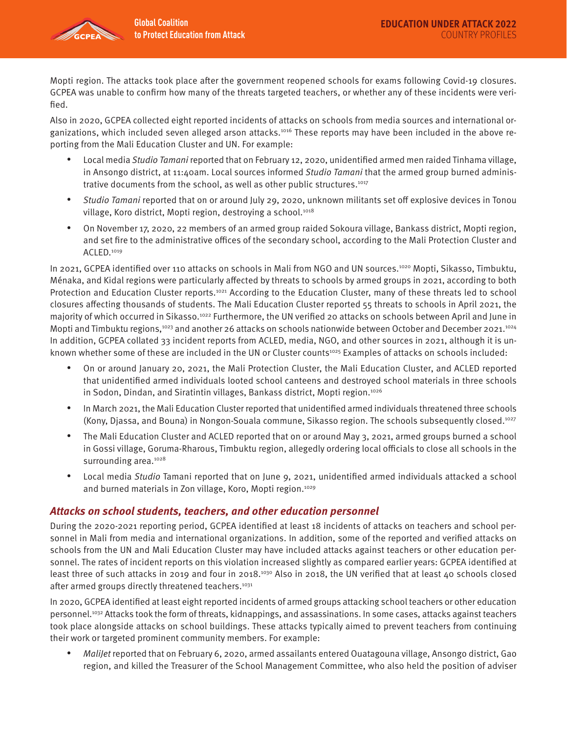Mopti region. The attacks took place after the government reopened schools for exams following Covid-19 closures. GCPEA was unable to confirm how many of the threats targeted teachers, or whether any of these incidents were verified.

Also in 2020, GCPEA collected eight reported incidents of attacks on schools from media sources and international organizations, which included seven alleged arson attacks.[1016] These reports may have been included in the above reporting from the Mali Education Cluster and UN. For example:

- Local media *Studio Tamani* reported that on February 12, 2020, unidentified armed men raided Tinhama village, in Ansongo district, at 11:40am. Local sources informed *Studio Tamani* that the armed group burned administrative documents from the school, as well as other public structures.[1017]
- *Studio Tamani* reported that on or around July 29, 2020, unknown militants set off explosive devices in Tonou village, Koro district, Mopti region, destroying a school.[1018]
- On November 17, 2020, 22 members of an armed group raided Sokoura village, Bankass district, Mopti region, and set fire to the administrative offices of the secondary school, according to the Mali Protection Cluster and ACLED.[1019]

In 2021, GCPEA identified over 110 attacks on schools in Mali from NGO and UN sources.[1020] Mopti, Sikasso, Timbuktu, Ménaka, and Kidal regions were particularly affected by threats to schools by armed groups in 2021, according to both Protection and Education Cluster reports.[1021] According to the Education Cluster, many of these threats led to school closures affecting thousands of students. The Mali Education Cluster reported 55 threats to schools in April 2021, the majority of which occurred in Sikasso.[1022] Furthermore, the UN verified 20 attacks on schools between April and June in Mopti and Timbuktu regions,[1023] and another 26 attacks on schools nationwide between October and December 2021.[1024] In addition, GCPEA collated 33 incident reports from ACLED, media, NGO, and other sources in 2021, although it is unknown whether some of these are included in the UN or Cluster counts[1025] Examples of attacks on schools included:

- On or around January 20, 2021, the Mali Protection Cluster, the Mali Education Cluster, and ACLED reported that unidentified armed individuals looted school canteens and destroyed school materials in three schools in Sodon, Dindan, and Siratintin villages, Bankass district, Mopti region.[1026]
- In March 2021, the Mali Education Cluster reported that unidentified armed individuals threatened three schools (Kony, Djassa, and Bouna) in Nongon-Souala commune, Sikasso region. The schools subsequently closed.[1027]
- The Mali Education Cluster and ACLED reported that on or around May 3, 2021, armed groups burned a school in Gossi village, Goruma-Rharous, Timbuktu region, allegedly ordering local officials to close all schools in the surrounding area.[1028]
- Local media *Studio* Tamani reported that on June 9, 2021, unidentified armed individuals attacked a school and burned materials in Zon village, Koro, Mopti region.[1029]

### *Attacks on school students, teachers, and other education personnel*

During the 2020-2021 reporting period, GCPEA identified at least 18 incidents of attacks on teachers and school personnel in Mali from media and international organizations. In addition, some of the reported and verified attacks on schools from the UN and Mali Education Cluster may have included attacks against teachers or other education personnel. The rates of incident reports on this violation increased slightly as compared earlier years: GCPEA identified at least three of such attacks in 2019 and four in 2018.[1030] Also in 2018, the UN verified that at least 40 schools closed after armed groups directly threatened teachers.[1031]

In 2020, GCPEA identified at least eight reported incidents of armed groups attacking school teachers or other education personnel.[1032] Attacks took the form of threats, kidnappings, and assassinations. In some cases, attacks against teachers took place alongside attacks on school buildings. These attacks typically aimed to prevent teachers from continuing their work or targeted prominent community members. For example:

- *MaliJet* reported that on February 6, 2020, armed assailants entered Ouatagouna village, Ansongo district, Gao region, and killed the Treasurer of the School Management Committee, who also held the position of adviser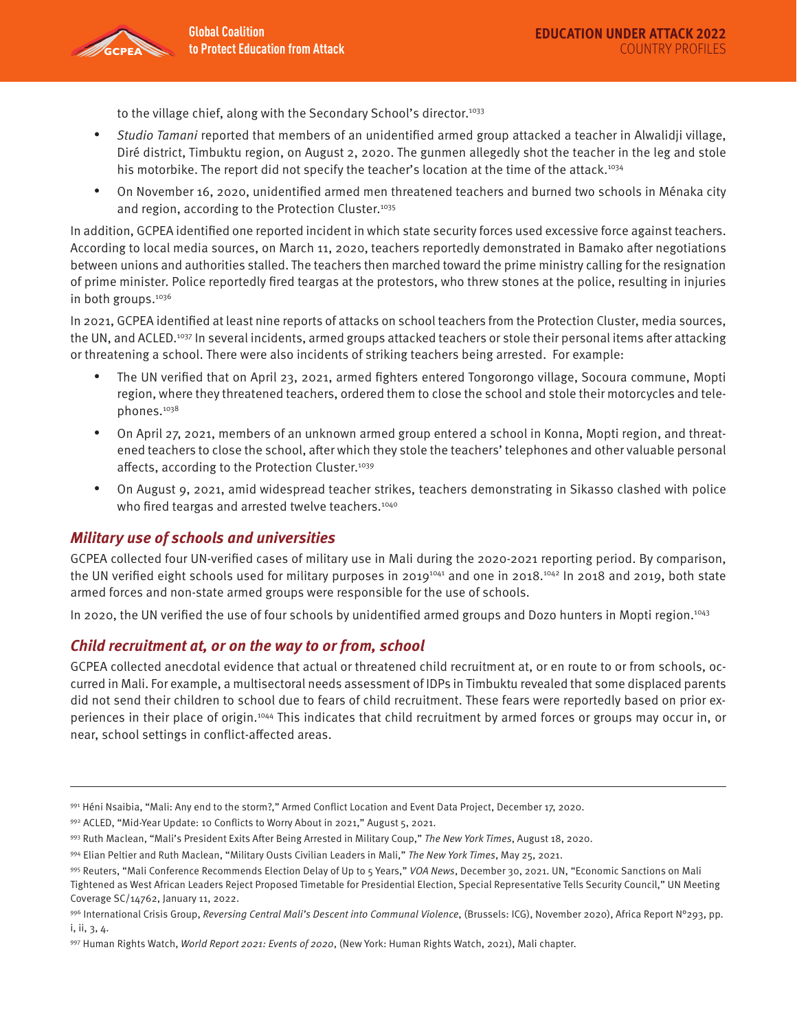to the village chief, along with the Secondary School's director.[1033]

- *Studio Tamani* reported that members of an unidentified armed group attacked a teacher in Alwalidji village, Diré district, Timbuktu region, on August 2, 2020. The gunmen allegedly shot the teacher in the leg and stole his motorbike. The report did not specify the teacher's location at the time of the attack.[1034]
- On November 16, 2020, unidentified armed men threatened teachers and burned two schools in Ménaka city and region, according to the Protection Cluster.[1035]

In addition, GCPEA identified one reported incident in which state security forces used excessive force against teachers. According to local media sources, on March 11, 2020, teachers reportedly demonstrated in Bamako after negotiations between unions and authorities stalled. The teachers then marched toward the prime ministry calling for the resignation of prime minister. Police reportedly fired teargas at the protestors, who threw stones at the police, resulting in injuries in both groups.[1036]

In 2021, GCPEA identified at least nine reports of attacks on school teachers from the Protection Cluster, media sources, the UN, and ACLED.[1037] In several incidents, armed groups attacked teachers or stole their personal items after attacking or threatening a school. There were also incidents of striking teachers being arrested. For example:

- The UN verified that on April 23, 2021, armed fighters entered Tongorongo village, Socoura commune, Mopti region, where they threatened teachers, ordered them to close the school and stole their motorcycles and telephones.[1038]
- On April 27, 2021, members of an unknown armed group entered a school in Konna, Mopti region, and threatened teachers to close the school, after which they stole the teachers' telephones and other valuable personal affects, according to the Protection Cluster.[1039]
- On August 9, 2021, amid widespread teacher strikes, teachers demonstrating in Sikasso clashed with police who fired teargas and arrested twelve teachers.[1040]

### *Military use of schools and universities*

GCPEA collected four UN-verified cases of military use in Mali during the 2020-2021 reporting period. By comparison, the UN verified eight schools used for military purposes in 2019[1041] and one in 2018.[1042] In 2018 and 2019, both state armed forces and non-state armed groups were responsible for the use of schools.

In 2020, the UN verified the use of four schools by unidentified armed groups and Dozo hunters in Mopti region.[1043]

### *Child recruitment at, or on the way to or from, school*

GCPEA collected anecdotal evidence that actual or threatened child recruitment at, or en route to or from schools, occurred in Mali. For example, a multisectoral needs assessment of IDPs in Timbuktu revealed that some displaced parents did not send their children to school due to fears of child recruitment. These fears were reportedly based on prior experiences in their place of origin.[1044] This indicates that child recruitment by armed forces or groups may occur in, or near, school settings in conflict-affected areas.

---

[991] Héni Nsaibia, "Mali: Any end to the storm?," Armed Conflict Location and Event Data Project, December 17, 2020.

[992] ACLED, "Mid-Year Update: 10 Conflicts to Worry About in 2021," August 5, 2021.

[993] Ruth Maclean, "Mali's President Exits After Being Arrested in Military Coup," *The New York Times*, August 18, 2020.

[994] Elian Peltier and Ruth Maclean, "Military Ousts Civilian Leaders in Mali," *The New York Times*, May 25, 2021.

[995] Reuters, "Mali Conference Recommends Election Delay of Up to 5 Years," *VOA News*, December 30, 2021. UN, "Economic Sanctions on Mali Tightened as West African Leaders Reject Proposed Timetable for Presidential Election, Special Representative Tells Security Council," UN Meeting Coverage SC/14762, January 11, 2022.

[996] International Crisis Group, *Reversing Central Mali's Descent into Communal Violence*, (Brussels: ICG), November 2020), Africa Report N°293, pp. i, ii, 3, 4.

[997] Human Rights Watch, *World Report 2021: Events of 2020*, (New York: Human Rights Watch, 2021), Mali chapter.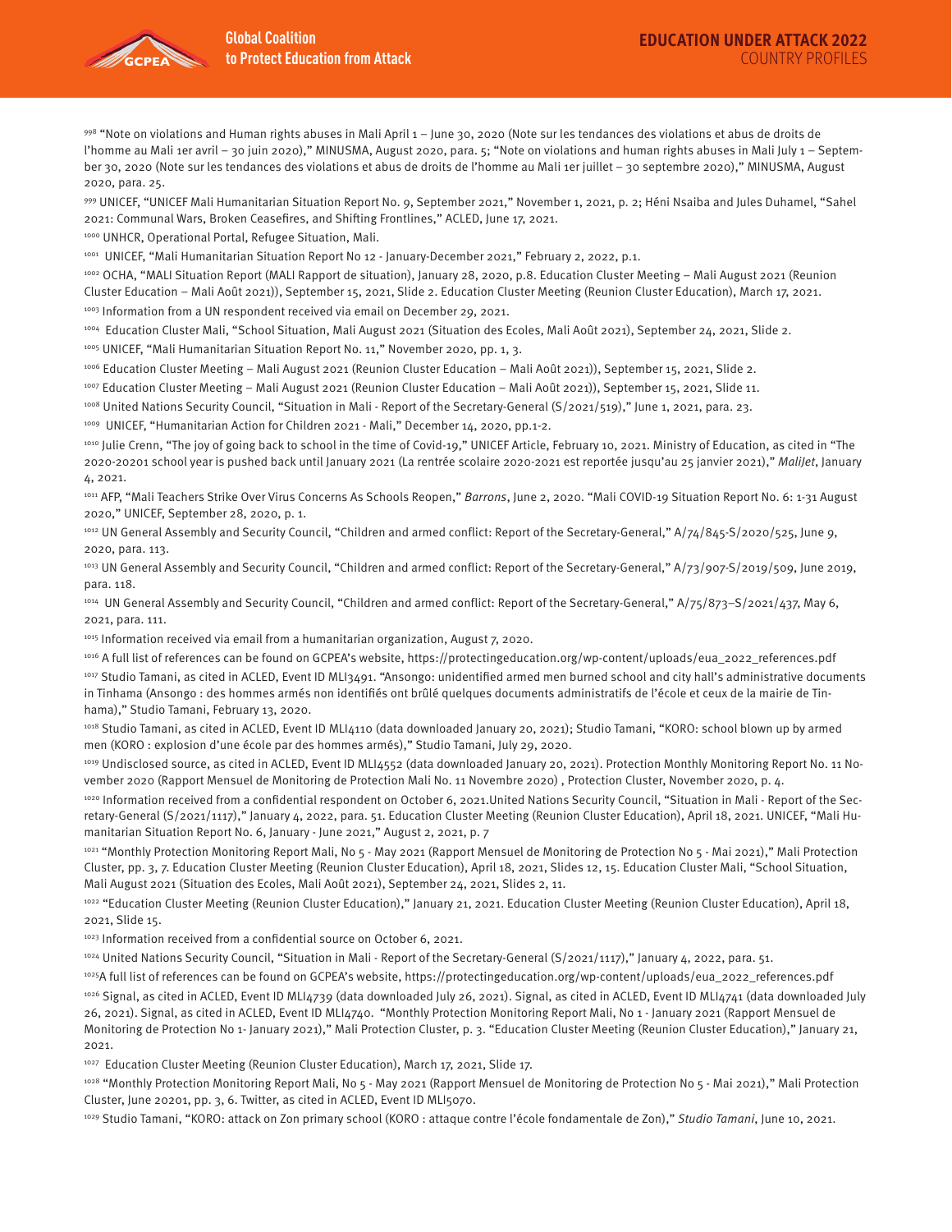[998] "Note on violations and Human rights abuses in Mali April 1 – June 30, 2020 (Note sur les tendances des violations et abus de droits de l'homme au Mali 1er avril – 30 juin 2020)," MINUSMA, August 2020, para. 5; "Note on violations and human rights abuses in Mali July 1 – September 30, 2020 (Note sur les tendances des violations et abus de droits de l'homme au Mali 1er juillet – 30 septembre 2020)," MINUSMA, August 2020, para. 25.

[999] UNICEF, "UNICEF Mali Humanitarian Situation Report No. 9, September 2021," November 1, 2021, p. 2; Héni Nsaiba and Jules Duhamel, "Sahel 2021: Communal Wars, Broken Ceasefires, and Shifting Frontlines," ACLED, June 17, 2021.

[1000] UNHCR, Operational Portal, Refugee Situation, Mali.

[1001] UNICEF, "Mali Humanitarian Situation Report No 12 - January-December 2021," February 2, 2022, p.1.

[1002] OCHA, "MALI Situation Report (MALI Rapport de situation), January 28, 2020, p.8. Education Cluster Meeting – Mali August 2021 (Reunion Cluster Education – Mali Août 2021)), September 15, 2021, Slide 2. Education Cluster Meeting (Reunion Cluster Education), March 17, 2021.

[1003] Information from a UN respondent received via email on December 29, 2021.

[1004] Education Cluster Mali, "School Situation, Mali August 2021 (Situation des Ecoles, Mali Août 2021), September 24, 2021, Slide 2.

[1005] UNICEF, "Mali Humanitarian Situation Report No. 11," November 2020, pp. 1, 3.

[1006] Education Cluster Meeting – Mali August 2021 (Reunion Cluster Education – Mali Août 2021)), September 15, 2021, Slide 2.

[1007] Education Cluster Meeting – Mali August 2021 (Reunion Cluster Education – Mali Août 2021)), September 15, 2021, Slide 11.

[1008] United Nations Security Council, "Situation in Mali - Report of the Secretary-General (S/2021/519)," June 1, 2021, para. 23.

[1009] UNICEF, "Humanitarian Action for Children 2021 - Mali," December 14, 2020, pp.1-2.

[1010] Julie Crenn, "The joy of going back to school in the time of Covid-19," UNICEF Article, February 10, 2021. Ministry of Education, as cited in "The 2020-20201 school year is pushed back until January 2021 (La rentrée scolaire 2020-2021 est reportée jusqu'au 25 janvier 2021)," *MaliJet*, January 4, 2021.

[1011] AFP, "Mali Teachers Strike Over Virus Concerns As Schools Reopen," *Barrons*, June 2, 2020. "Mali COVID-19 Situation Report No. 6: 1-31 August 2020," UNICEF, September 28, 2020, p. 1.

[1012] UN General Assembly and Security Council, "Children and armed conflict: Report of the Secretary-General," A/74/845-S/2020/525, June 9, 2020, para. 113.

[1013] UN General Assembly and Security Council, "Children and armed conflict: Report of the Secretary-General," A/73/907-S/2019/509, June 2019, para. 118.

[1014] UN General Assembly and Security Council, "Children and armed conflict: Report of the Secretary-General," A/75/873–S/2021/437, May 6, 2021, para. 111.

[1015] Information received via email from a humanitarian organization, August 7, 2020.

[1016] A full list of references can be found on GCPEA's website, https://protectingeducation.org/wp-content/uploads/eua_2022_references.pdf

[1017] Studio Tamani, as cited in ACLED, Event ID MLI3491. "Ansongo: unidentified armed men burned school and city hall's administrative documents in Tinhama (Ansongo : des hommes armés non identifiés ont brûlé quelques documents administratifs de l'école et ceux de la mairie de Tinhama)," Studio Tamani, February 13, 2020.

[1018] Studio Tamani, as cited in ACLED, Event ID MLI4110 (data downloaded January 20, 2021); Studio Tamani, "KORO: school blown up by armed men (KORO : explosion d'une école par des hommes armés)," Studio Tamani, July 29, 2020.

[1019] Undisclosed source, as cited in ACLED, Event ID MLI4552 (data downloaded January 20, 2021). Protection Monthly Monitoring Report No. 11 November 2020 (Rapport Mensuel de Monitoring de Protection Mali No. 11 Novembre 2020) , Protection Cluster, November 2020, p. 4.

[1020] Information received from a confidential respondent on October 6, 2021.United Nations Security Council, "Situation in Mali - Report of the Secretary-General (S/2021/1117)," January 4, 2022, para. 51. Education Cluster Meeting (Reunion Cluster Education), April 18, 2021. UNICEF, "Mali Humanitarian Situation Report No. 6, January - June 2021," August 2, 2021, p. 7

[1021] "Monthly Protection Monitoring Report Mali, No 5 - May 2021 (Rapport Mensuel de Monitoring de Protection No 5 - Mai 2021)," Mali Protection Cluster, pp. 3, 7. Education Cluster Meeting (Reunion Cluster Education), April 18, 2021, Slides 12, 15. Education Cluster Mali, "School Situation, Mali August 2021 (Situation des Ecoles, Mali Août 2021), September 24, 2021, Slides 2, 11.

[1022] "Education Cluster Meeting (Reunion Cluster Education)," January 21, 2021. Education Cluster Meeting (Reunion Cluster Education), April 18, 2021, Slide 15.

[1023] Information received from a confidential source on October 6, 2021.

[1024] United Nations Security Council, "Situation in Mali - Report of the Secretary-General (S/2021/1117)," January 4, 2022, para. 51.

[1025]A full list of references can be found on GCPEA's website, https://protectingeducation.org/wp-content/uploads/eua_2022_references.pdf

[1026] Signal, as cited in ACLED, Event ID MLI4739 (data downloaded July 26, 2021). Signal, as cited in ACLED, Event ID MLI4741 (data downloaded July 26, 2021). Signal, as cited in ACLED, Event ID MLI4740. "Monthly Protection Monitoring Report Mali, No 1 - January 2021 (Rapport Mensuel de Monitoring de Protection No 1- January 2021)," Mali Protection Cluster, p. 3. "Education Cluster Meeting (Reunion Cluster Education)," January 21, 2021.

[1027] Education Cluster Meeting (Reunion Cluster Education), March 17, 2021, Slide 17.

[1028] "Monthly Protection Monitoring Report Mali, No 5 - May 2021 (Rapport Mensuel de Monitoring de Protection No 5 - Mai 2021)," Mali Protection Cluster, June 20201, pp. 3, 6. Twitter, as cited in ACLED, Event ID MLI5070.

[1029] Studio Tamani, "KORO: attack on Zon primary school (KORO : attaque contre l'école fondamentale de Zon)," *Studio Tamani*, June 10, 2021.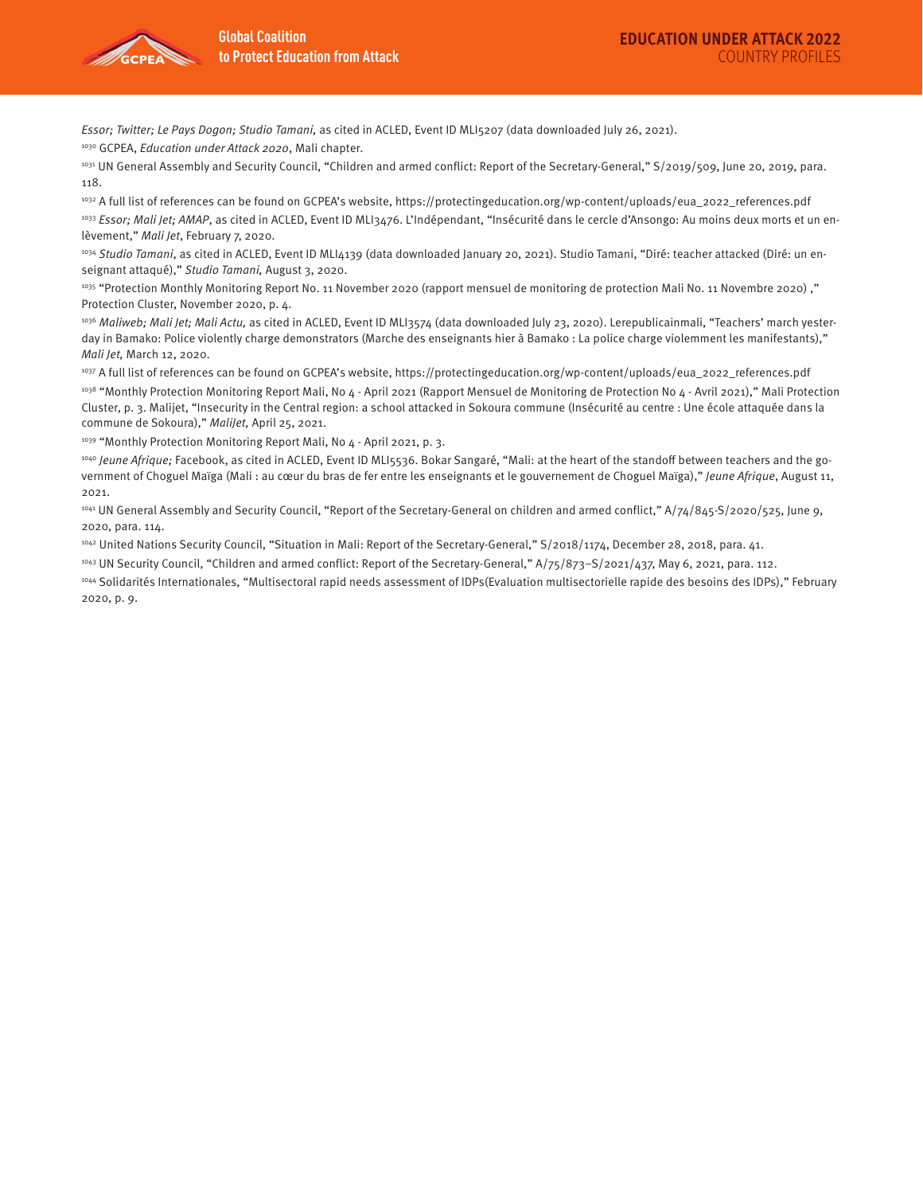*Essor; Twitter; Le Pays Dogon; Studio Tamani,* as cited in ACLED, Event ID MLI5207 (data downloaded July 26, 2021).

[1030] GCPEA, *Education under Attack 2020*, Mali chapter.

[1031] UN General Assembly and Security Council, "Children and armed conflict: Report of the Secretary-General," S/2019/509, June 20, 2019, para. 118.

[1032] A full list of references can be found on GCPEA's website, https://protectingeducation.org/wp-content/uploads/eua_2022_references.pdf

[1033] *Essor; Mali Jet; AMAP*, as cited in ACLED, Event ID MLI3476. L'Indépendant, "Insécurité dans le cercle d'Ansongo: Au moins deux morts et un enlèvement," *Mali Jet*, February 7, 2020.

[1034] *Studio Tamani*, as cited in ACLED, Event ID MLI4139 (data downloaded January 20, 2021). Studio Tamani, "Diré: teacher attacked (Diré: un enseignant attaqué)," *Studio Tamani,* August 3, 2020.

[1035] "Protection Monthly Monitoring Report No. 11 November 2020 (rapport mensuel de monitoring de protection Mali No. 11 Novembre 2020) ," Protection Cluster, November 2020, p. 4.

[1036] *Maliweb; Mali Jet; Mali Actu,* as cited in ACLED, Event ID MLI3574 (data downloaded July 23, 2020). Lerepublicainmali, "Teachers' march yesterday in Bamako: Police violently charge demonstrators (Marche des enseignants hier à Bamako : La police charge violemment les manifestants)," *Mali Jet,* March 12, 2020.

[1037] A full list of references can be found on GCPEA's website, https://protectingeducation.org/wp-content/uploads/eua_2022_references.pdf

[1038] "Monthly Protection Monitoring Report Mali, No 4 - April 2021 (Rapport Mensuel de Monitoring de Protection No 4 - Avril 2021)," Mali Protection Cluster, p. 3. Malijet, "Insecurity in the Central region: a school attacked in Sokoura commune (Insécurité au centre : Une école attaquée dans la commune de Sokoura)," *MaliJet,* April 25, 2021.

[1039] "Monthly Protection Monitoring Report Mali, No 4 - April 2021, p. 3.

[1040] *Jeune Afrique;* Facebook, as cited in ACLED, Event ID MLI5536. Bokar Sangaré, "Mali: at the heart of the standoff between teachers and the government of Choguel Maïga (Mali : au cœur du bras de fer entre les enseignants et le gouvernement de Choguel Maïga)," *Jeune Afrique*, August 11, 2021.

[1041] UN General Assembly and Security Council, "Report of the Secretary-General on children and armed conflict," A/74/845-S/2020/525, June 9, 2020, para. 114.

[1042] United Nations Security Council, "Situation in Mali: Report of the Secretary-General," S/2018/1174, December 28, 2018, para. 41.

[1043] UN Security Council, "Children and armed conflict: Report of the Secretary-General," A/75/873–S/2021/437, May 6, 2021, para. 112.

[1044] Solidarités Internationales, "Multisectoral rapid needs assessment of IDPs(Evaluation multisectorielle rapide des besoins des IDPs)," February 2020, p. 9.